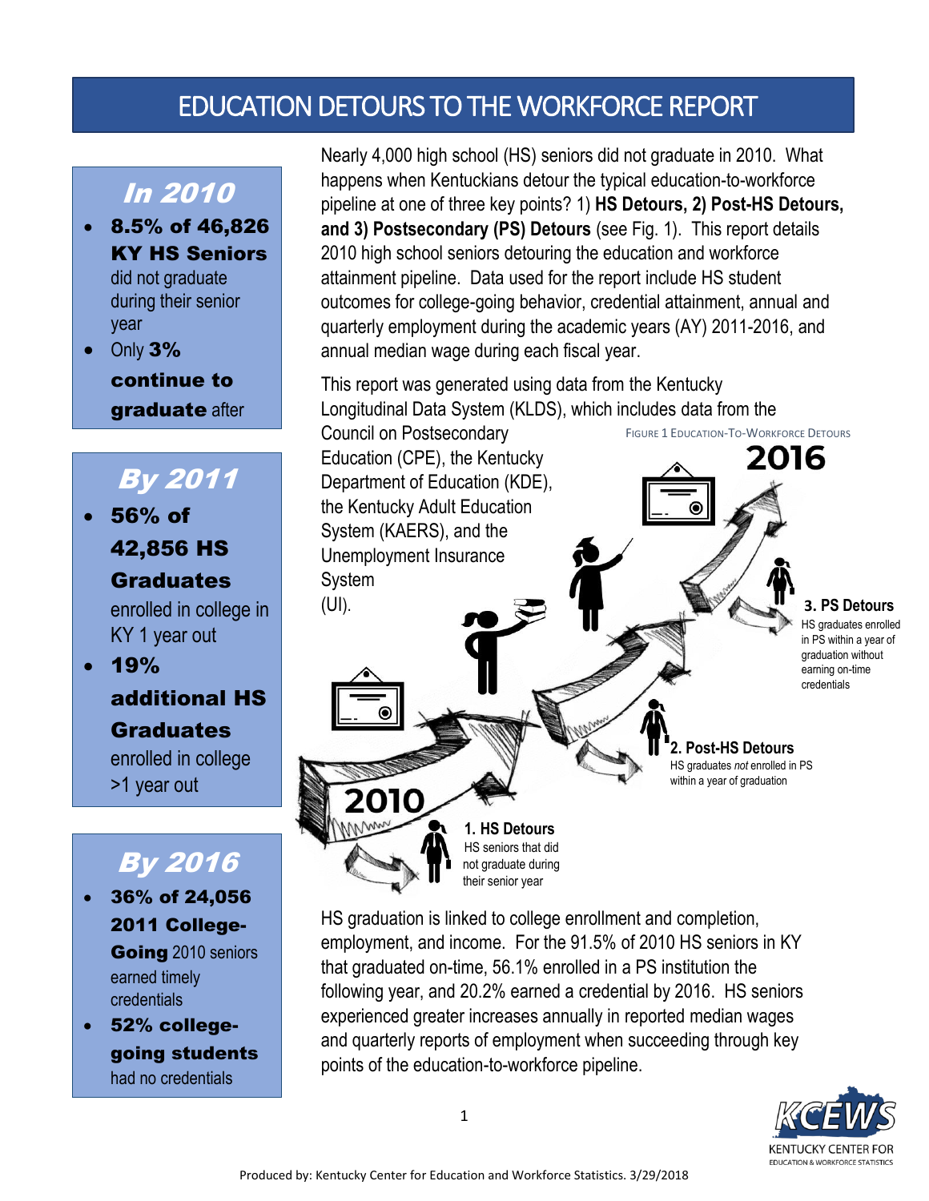# EDUCATION DETOURS TO THE WORKFORCE REPORT

## *In 2010*

- **8.5% of 46,826 KY HS Seniors** did not graduate during their senior year
- Only **3% continue to graduate** after

## *By 2011*

- **56% of 42,856 HS Graduates** enrolled in college in KY 1 year out
- **19% additional HS Graduates** enrolled in college >1 year out

## *By 2016*

- **36% of 24,056 2011 College-Going** 2010 seniors earned timely credentials
- **52% college-going students** had no credentials

Nearly 4,000 high school (HS) seniors did not graduate in 2010. What happens when Kentuckians detour the typical education-to-workforce pipeline at one of three key points? 1) **HS Detours, 2) Post-HS Detours, and 3) Postsecondary (PS) Detours** (see Fig. 1). This report details 2010 high school seniors detouring the education and workforce attainment pipeline. Data used for the report include HS student outcomes for college-going behavior, credential attainment, annual and quarterly employment during the academic years (AY) 2011-2016, and annual median wage during each fiscal year.

This report was generated using data from the Kentucky Longitudinal Data System (KLDS), which includes data from the Council on Postsecondary Education (CPE), the Kentucky Department of Education (KDE), the Kentucky Adult Education System (KAERS), and the Unemployment Insurance System (UI).

FIGURE 1 EDUCATION-TO-WORKFORCE DETOURS

2010

2016

**1. HS Detours**
HS seniors that did not graduate during their senior year

**2. Post-HS Detours**
HS graduates *not* enrolled in PS within a year of graduation

**3. PS Detours**
HS graduates enrolled in PS within a year of graduation without earning on-time credentials

HS graduation is linked to college enrollment and completion, employment, and income. For the 91.5% of 2010 HS seniors in KY that graduated on-time, 56.1% enrolled in a PS institution the following year, and 20.2% earned a credential by 2016. HS seniors experienced greater increases annually in reported median wages and quarterly reports of employment when succeeding through key points of the education-to-workforce pipeline.

Produced by: Kentucky Center for Education and Workforce Statistics. 3/29/2018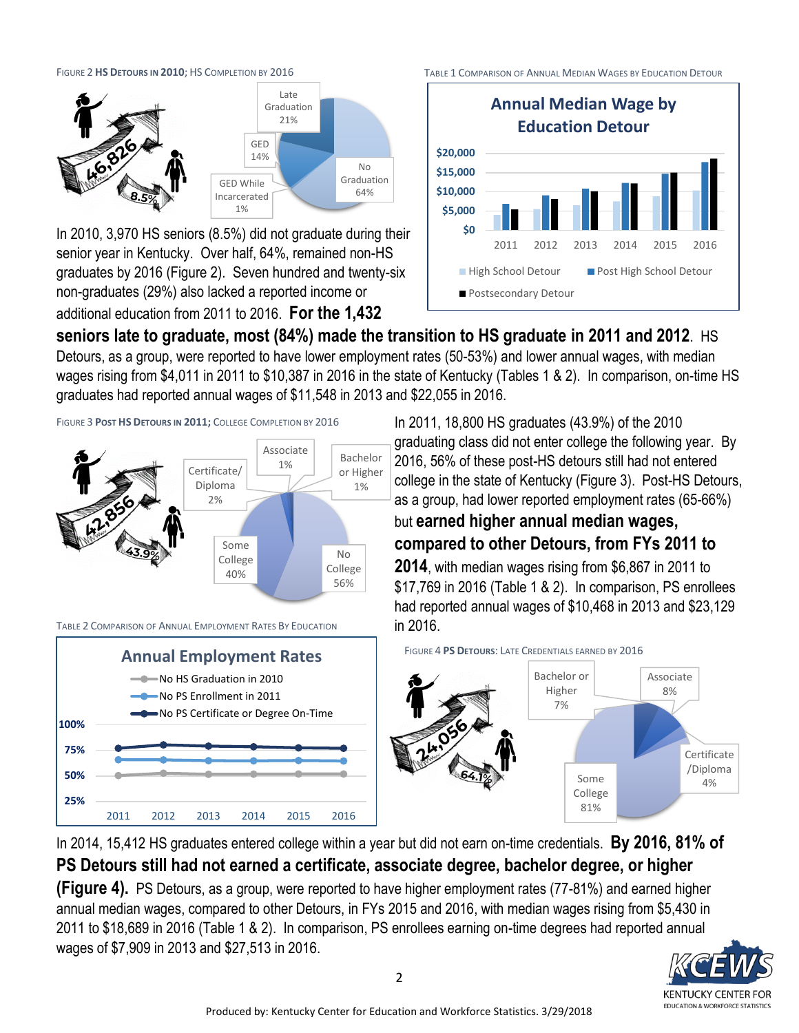FIGURE 2 **HS DETOURS IN 2010**; HS COMPLETION BY 2016

46,826

8.5%

Late Graduation 21%

GED 14%

GED While Incarcerated 1%

No Graduation 64%

In 2010, 3,970 HS seniors (8.5%) did not graduate during their senior year in Kentucky. Over half, 64%, remained non-HS graduates by 2016 (Figure 2). Seven hundred and twenty-six non-graduates (29%) also lacked a reported income or additional education from 2011 to 2016. **For the 1,432 seniors late to graduate, most (84%) made the transition to HS graduate in 2011 and 2012**. HS Detours, as a group, were reported to have lower employment rates (50-53%) and lower annual wages, with median wages rising from $4,011 in 2011 to $10,387 in 2016 in the state of Kentucky (Tables 1 & 2). In comparison, on-time HS graduates had reported annual wages of $11,548 in 2013 and $22,055 in 2016.

TABLE 1 COMPARISON OF ANNUAL MEDIAN WAGES BY EDUCATION DETOUR

**Annual Median Wage by Education Detour**

$20,000
$15,000
$10,000
$5,000
$0

2011 2012 2013 2014 2015 2016

High School Detour
Post High School Detour
Postsecondary Detour

FIGURE 3 **POST HS DETOURS IN 2011;** COLLEGE COMPLETION BY 2016

42,856

43.9%

Certificate/ Diploma 2%

Associate 1%

Bachelor or Higher 1%

Some College 40%

No College 56%

In 2011, 18,800 HS graduates (43.9%) of the 2010 graduating class did not enter college the following year. By 2016, 56% of these post-HS detours still had not entered college in the state of Kentucky (Figure 3). Post-HS Detours, as a group, had lower reported employment rates (65-66%) but **earned higher annual median wages, compared to other Detours, from FYs 2011 to 2014**, with median wages rising from $6,867 in 2011 to $17,769 in 2016 (Table 1 & 2). In comparison, PS enrollees had reported annual wages of $10,468 in 2013 and $23,129 in 2016.

TABLE 2 COMPARISON OF ANNUAL EMPLOYMENT RATES BY EDUCATION

**Annual Employment Rates**

No HS Graduation in 2010
No PS Enrollment in 2011
No PS Certificate or Degree On-Time

100%
75%
50%
25%

2011 2012 2013 2014 2015 2016

FIGURE 4 **PS DETOURS**: LATE CREDENTIALS EARNED BY 2016

24,056

64.1%

Bachelor or Higher 7%

Associate 8%

Certificate /Diploma 4%

Some College 81%

In 2014, 15,412 HS graduates entered college within a year but did not earn on-time credentials. **By 2016, 81% of PS Detours still had not earned a certificate, associate degree, bachelor degree, or higher (Figure 4).** PS Detours, as a group, were reported to have higher employment rates (77-81%) and earned higher annual median wages, compared to other Detours, in FYs 2015 and 2016, with median wages rising from $5,430 in 2011 to $18,689 in 2016 (Table 1 & 2). In comparison, PS enrollees earning on-time degrees had reported annual wages of $7,909 in 2013 and $27,513 in 2016.

KCEWS
KENTUCKY CENTER FOR EDUCATION & WORKFORCE STATISTICS

Produced by: Kentucky Center for Education and Workforce Statistics. 3/29/2018